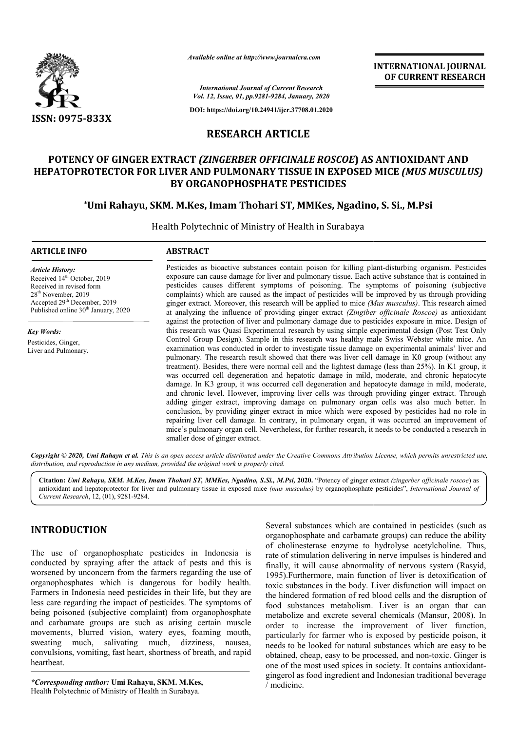*Available online at http://www.journalcra.com*

*International Journal of Current Research*
*Vol. 12, Issue, 01, pp.9281-9284, January, 2020*

**DOI: https://doi.org/10.24941/ijcr.37708.01.2020**

**INTERNATIONAL JOURNAL OF CURRENT RESEARCH**

**ISSN: 0975-833X**

## RESEARCH ARTICLE

# POTENCY OF GINGER EXTRACT *(ZINGERBER OFFICINALE ROSCOE)* AS ANTIOXIDANT AND HEPATOPROTECTOR FOR LIVER AND PULMONARY TISSUE IN EXPOSED MICE *(MUS MUSCULUS)* BY ORGANOPHOSPHATE PESTICIDES

**\*Umi Rahayu, SKM. M.Kes, Imam Thohari ST, MMKes, Ngadino, S. Si., M.Psi**

Health Polytechnic of Ministry of Health in Surabaya

### ARTICLE INFO

*Article History:*
Received 14th October, 2019
Received in revised form
28th November, 2019
Accepted 29th December, 2019
Published online 30th January, 2020

*Key Words:*
Pesticides, Ginger, Liver and Pulmonary.

### ABSTRACT

Pesticides as bioactive substances contain poison for killing plant-disturbing organism. Pesticides exposure can cause damage for liver and pulmonary tissue. Each active substance that is contained in pesticides causes different symptoms of poisoning. The symptoms of poisoning (subjective complaints) which are caused as the impact of pesticides will be improved by us through providing ginger extract. Moreover, this research will be applied to mice *(Mus musculus)*. This research aimed at analyzing the influence of providing ginger extract *(Zingiber officinale Roscoe)* as antioxidant against the protection of liver and pulmonary damage due to pesticides exposure in mice. Design of this research was Quasi Experimental research by using simple experimental design (Post Test Only Control Group Design). Sample in this research was healthy male Swiss Webster white mice. An examination was conducted in order to investigate tissue damage on experimental animals' liver and pulmonary. The research result showed that there was liver cell damage in K0 group (without any treatment). Besides, there were normal cell and the lightest damage (less than 25%). In K1 group, it was occurred cell degeneration and hepatotic damage in mild, moderate, and chronic hepatocyte damage. In K3 group, it was occurred cell degeneration and hepatocyte damage in mild, moderate, and chronic level. However, improving liver cells was through providing ginger extract. Through adding ginger extract, improving damage on pulmonary organ cells was also much better. In conclusion, by providing ginger extract in mice which were exposed by pesticides had no role in repairing liver cell damage. In contrary, in pulmonary organ, it was occurred an improvement of mice's pulmonary organ cell. Nevertheless, for further research, it needs to be conducted a research in smaller dose of ginger extract.

*Copyright © 2020, Umi Rahayu et al. This is an open access article distributed under the Creative Commons Attribution License, which permits unrestricted use, distribution, and reproduction in any medium, provided the original work is properly cited.*

**Citation:** *Umi Rahayu, SKM. M.Kes, Imam Thohari ST, MMKes, Ngadino, S.Si., M.Psi,* **2020.** "Potency of ginger extract *(zingerber officinale roscoe)* as antioxidant and hepatoprotector for liver and pulmonary tissue in exposed mice *(mus musculus)* by organophosphate pesticides", *International Journal of Current Research*, 12, (01), 9281-9284.

## INTRODUCTION

The use of organophosphate pesticides in Indonesia is conducted by spraying after the attack of pests and this is worsened by unconcern from the farmers regarding the use of organophosphates which is dangerous for bodily health. Farmers in Indonesia need pesticides in their life, but they are less care regarding the impact of pesticides. The symptoms of being poisoned (subjective complaint) from organophosphate and carbamate groups are such as arising certain muscle movements, blurred vision, watery eyes, foaming mouth, sweating much, salivating much, dizziness, nausea, convulsions, vomiting, fast heart, shortness of breath, and rapid heartbeat.

Several substances which are contained in pesticides (such as organophosphate and carbamate groups) can reduce the ability of cholinesterase enzyme to hydrolyse acetylcholine. Thus, rate of stimulation delivering in nerve impulses is hindered and finally, it will cause abnormality of nervous system (Rasyid, 1995).Furthermore, main function of liver is detoxification of toxic substances in the body. Liver disfunction will impact on the hindered formation of red blood cells and the disruption of food substances metabolism. Liver is an organ that can metabolize and excrete several chemicals (Mansur, 2008). In order to increase the improvement of liver function, particularly for farmer who is exposed by pesticide poison, it needs to be looked for natural substances which are easy to be obtained, cheap, easy to be processed, and non-toxic. Ginger is one of the most used spices in society. It contains antioxidant-gingerol as food ingredient and Indonesian traditional beverage / medicine.

*\*Corresponding author:* **Umi Rahayu, SKM. M.Kes,**
Health Polytechnic of Ministry of Health in Surabaya.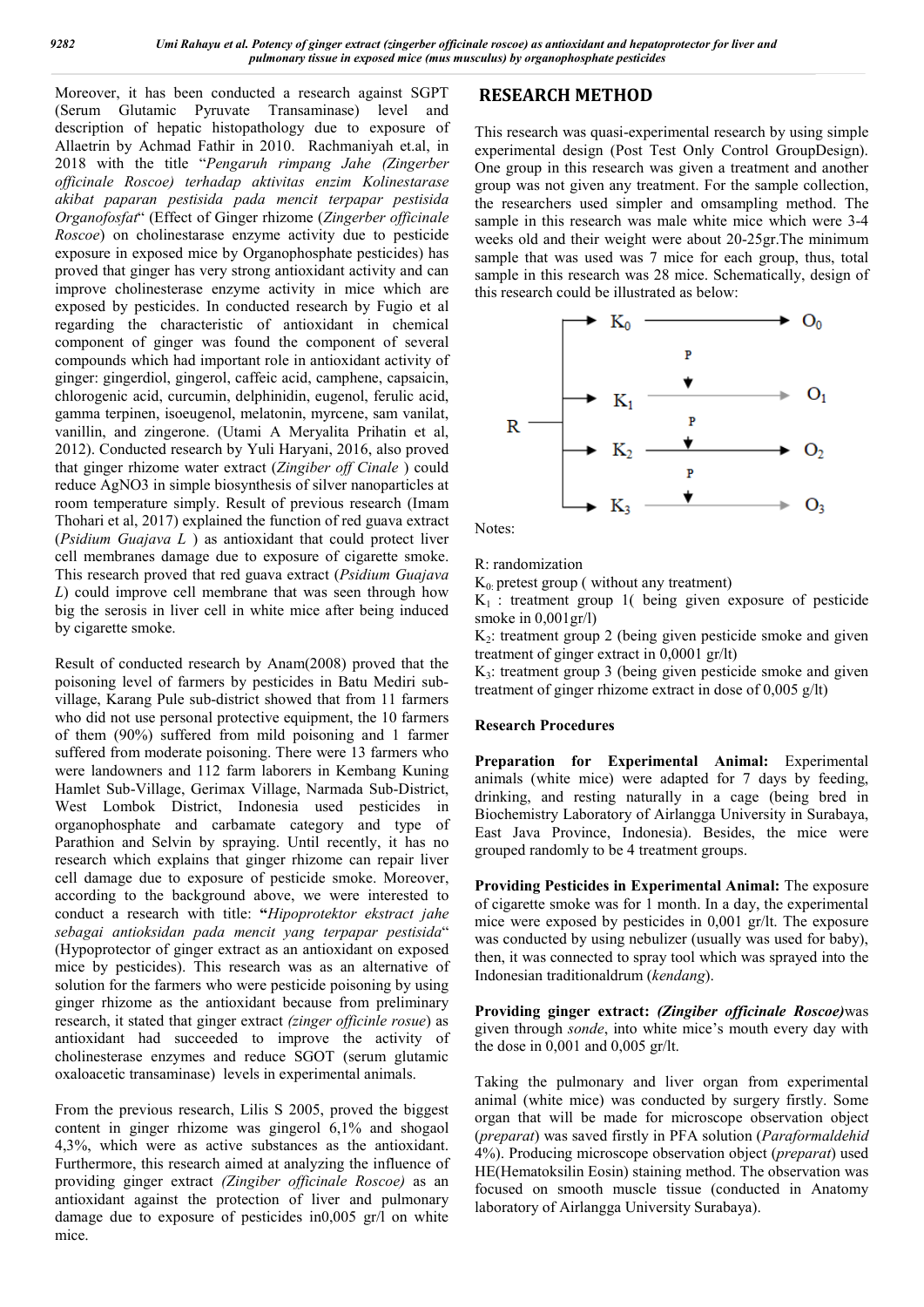Moreover, it has been conducted a research against SGPT (Serum Glutamic Pyruvate Transaminase) level and description of hepatic histopathology due to exposure of Allaetrin by Achmad Fathir in 2010. Rachmaniyah et.al, in 2018 with the title "*Pengaruh rimpang Jahe (Zingerber officinale Roscoe) terhadap aktivitas enzim Kolinestarase akibat paparan pestisida pada mencit terpapar pestisida Organofosfat*" (Effect of Ginger rhizome (*Zingerber officinale Roscoe*) on cholinestarase enzyme activity due to pesticide exposure in exposed mice by Organophosphate pesticides) has proved that ginger has very strong antioxidant activity and can improve cholinesterase enzyme activity in mice which are exposed by pesticides. In conducted research by Fugio et al regarding the characteristic of antioxidant in chemical component of ginger was found the component of several compounds which had important role in antioxidant activity of ginger: gingerdiol, gingerol, caffeic acid, camphene, capsaicin, chlorogenic acid, curcumin, delphinidin, eugenol, ferulic acid, gamma terpinen, isoeugenol, melatonin, myrcene, sam vanilat, vanillin, and zingerone. (Utami A Meryalita Prihatin et al, 2012). Conducted research by Yuli Haryani, 2016, also proved that ginger rhizome water extract (*Zingiber off Cinale* ) could reduce AgNO3 in simple biosynthesis of silver nanoparticles at room temperature simply. Result of previous research (Imam Thohari et al, 2017) explained the function of red guava extract (*Psidium Guajava L* ) as antioxidant that could protect liver cell membranes damage due to exposure of cigarette smoke. This research proved that red guava extract (*Psidium Guajava L*) could improve cell membrane that was seen through how big the serosis in liver cell in white mice after being induced by cigarette smoke.

Result of conducted research by Anam(2008) proved that the poisoning level of farmers by pesticides in Batu Mediri sub-village, Karang Pule sub-district showed that from 11 farmers who did not use personal protective equipment, the 10 farmers of them (90%) suffered from mild poisoning and 1 farmer suffered from moderate poisoning. There were 13 farmers who were landowners and 112 farm laborers in Kembang Kuning Hamlet Sub-Village, Gerimax Village, Narmada Sub-District, West Lombok District, Indonesia used pesticides in organophosphate and carbamate category and type of Parathion and Selvin by spraying. Until recently, it has no research which explains that ginger rhizome can repair liver cell damage due to exposure of pesticide smoke. Moreover, according to the background above, we were interested to conduct a research with title: **"*Hipoprotektor ekstract jahe sebagai antioksidan pada mencit yang terpapar pestisida*"** (Hypoprotector of ginger extract as an antioxidant on exposed mice by pesticides). This research was as an alternative of solution for the farmers who were pesticide poisoning by using ginger rhizome as the antioxidant because from preliminary research, it stated that ginger extract *(zinger officinle rosue)* as antioxidant had succeeded to improve the activity of cholinesterase enzymes and reduce SGOT (serum glutamic oxaloacetic transaminase) levels in experimental animals.

From the previous research, Lilis S 2005, proved the biggest content in ginger rhizome was gingerol 6,1% and shogaol 4,3%, which were as active substances as the antioxidant. Furthermore, this research aimed at analyzing the influence of providing ginger extract *(Zingiber officinale Roscoe)* as an antioxidant against the protection of liver and pulmonary damage due to exposure of pesticides in0,005 gr/l on white mice.

## RESEARCH METHOD

This research was quasi-experimental research by using simple experimental design (Post Test Only Control GroupDesign). One group in this research was given a treatment and another group was not given any treatment. For the sample collection, the researchers used simpler and omsampling method. The sample in this research was male white mice which were 3-4 weeks old and their weight were about 20-25gr.The minimum sample that was used was 7 mice for each group, thus, total sample in this research was 28 mice. Schematically, design of this research could be illustrated as below:

```
       → K0 ────────────→ O0
       |          P
       |          ↓
       → K1 ────────────→ O1
R ─────|          P
       → K2 ────────────→ O2
       |          P
       |          ↓
       → K3 ────────────→ O3
```

Notes:

R: randomization
$K_0$: pretest group ( without any treatment)
$K_1$ : treatment group 1( being given exposure of pesticide smoke in 0,001gr/l)
$K_2$: treatment group 2 (being given pesticide smoke and given treatment of ginger extract in 0,0001 gr/lt)
$K_3$: treatment group 3 (being given pesticide smoke and given treatment of ginger rhizome extract in dose of 0,005 g/lt)

### Research Procedures

**Preparation for Experimental Animal:** Experimental animals (white mice) were adapted for 7 days by feeding, drinking, and resting naturally in a cage (being bred in Biochemistry Laboratory of Airlangga University in Surabaya, East Java Province, Indonesia). Besides, the mice were grouped randomly to be 4 treatment groups.

**Providing Pesticides in Experimental Animal:** The exposure of cigarette smoke was for 1 month. In a day, the experimental mice were exposed by pesticides in 0,001 gr/lt. The exposure was conducted by using nebulizer (usually was used for baby), then, it was connected to spray tool which was sprayed into the Indonesian traditionaldrum (*kendang*).

**Providing ginger extract: *(Zingiber officinale Roscoe)***was given through *sonde*, into white mice's mouth every day with the dose in 0,001 and 0,005 gr/lt.

Taking the pulmonary and liver organ from experimental animal (white mice) was conducted by surgery firstly. Some organ that will be made for microscope observation object (*preparat*) was saved firstly in PFA solution (*Paraformaldehid* 4%). Producing microscope observation object (*preparat*) used HE(Hematoksilin Eosin) staining method. The observation was focused on smooth muscle tissue (conducted in Anatomy laboratory of Airlangga University Surabaya).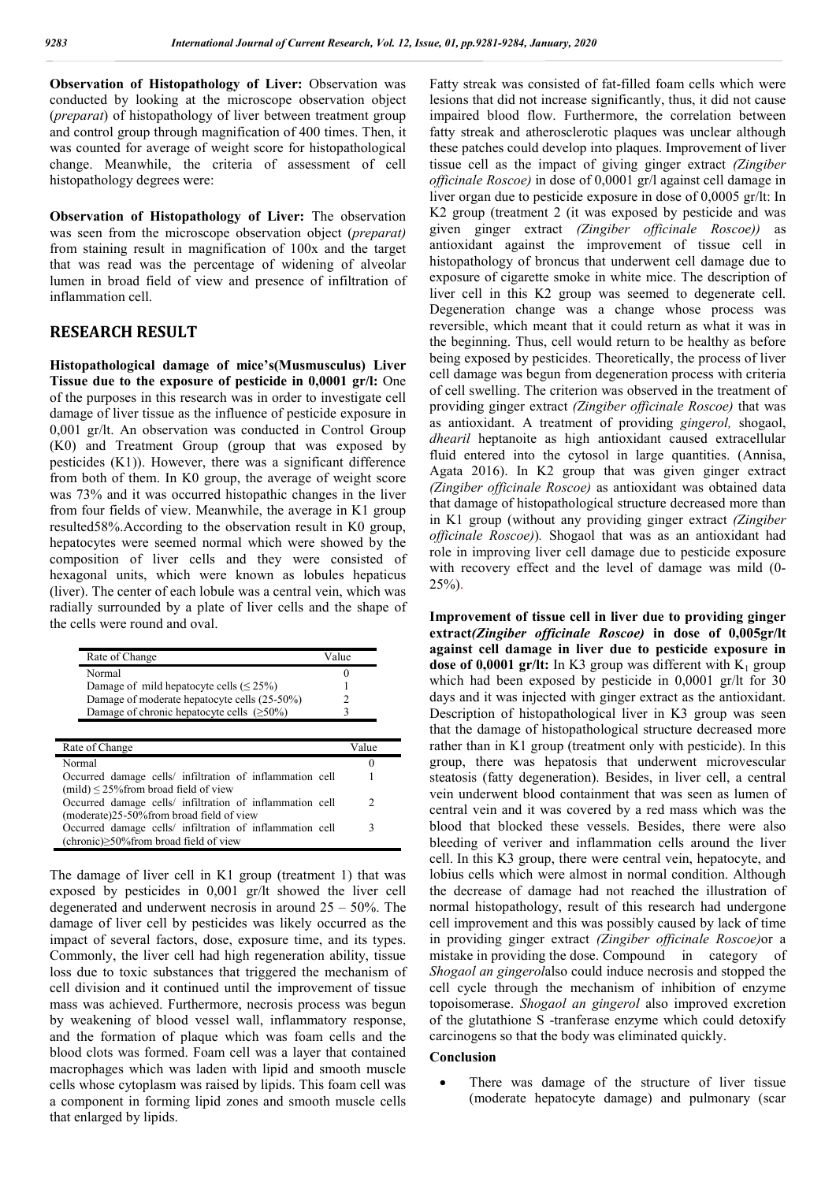**Observation of Histopathology of Liver:** Observation was conducted by looking at the microscope observation object (*preparat*) of histopathology of liver between treatment group and control group through magnification of 400 times. Then, it was counted for average of weight score for histopathological change. Meanwhile, the criteria of assessment of cell histopathology degrees were:

| Rate of Change | Value |
|---|---|
| Normal | 0 |
| Damage of mild hepatocyte cells (≤ 25%) | 1 |
| Damage of moderate hepatocyte cells (25-50%) | 2 |
| Damage of chronic hepatocyte cells (≥50%) | 3 |

**Observation of Histopathology of Liver:** The observation was seen from the microscope observation object (*preparat*) from staining result in magnification of 100x and the target that was read was the percentage of widening of alveolar lumen in broad field of view and presence of infiltration of inflammation cell.

| Rate of Change | Value |
|---|---|
| Normal | 0 |
| Occurred damage cells/ infiltration of inflammation cell (mild) ≤ 25%from broad field of view | 1 |
| Occurred damage cells/ infiltration of inflammation cell (moderate)25-50%from broad field of view | 2 |
| Occurred damage cells/ infiltration of inflammation cell (chronic)≥50%from broad field of view | 3 |

## RESEARCH RESULT

**Histopathological damage of mice's(Musmusculus) Liver Tissue due to the exposure of pesticide in 0,0001 gr/l:** One of the purposes in this research was in order to investigate cell damage of liver tissue as the influence of pesticide exposure in 0,001 gr/lt. An observation was conducted in Control Group (K0) and Treatment Group (group that was exposed by pesticides (K1)). However, there was a significant difference from both of them. In K0 group, the average of weight score was 73% and it was occurred histopathic changes in the liver from four fields of view. Meanwhile, the average in K1 group resulted58%.According to the observation result in K0 group, hepatocytes were seemed normal which were showed by the composition of liver cells and they were consisted of hexagonal units, which were known as lobules hepaticus (liver). The center of each lobule was a central vein, which was radially surrounded by a plate of liver cells and the shape of the cells were round and oval.

The damage of liver cell in K1 group (treatment 1) that was exposed by pesticides in 0,001 gr/lt showed the liver cell degenerated and underwent necrosis in around 25 – 50%. The damage of liver cell by pesticides was likely occurred as the impact of several factors, dose, exposure time, and its types. Commonly, the liver cell had high regeneration ability, tissue loss due to toxic substances that triggered the mechanism of cell division and it continued until the improvement of tissue mass was achieved. Furthermore, necrosis process was begun by weakening of blood vessel wall, inflammatory response, and the formation of plaque which was foam cells and the blood clots was formed. Foam cell was a layer that contained macrophages which was laden with lipid and smooth muscle cells whose cytoplasm was raised by lipids. This foam cell was a component in forming lipid zones and smooth muscle cells that enlarged by lipids.

Fatty streak was consisted of fat-filled foam cells which were lesions that did not increase significantly, thus, it did not cause impaired blood flow. Furthermore, the correlation between fatty streak and atherosclerotic plaques was unclear although these patches could develop into plaques. Improvement of liver tissue cell as the impact of giving ginger extract *(Zingiber officinale Roscoe)* in dose of 0,0001 gr/l against cell damage in liver organ due to pesticide exposure in dose of 0,0005 gr/lt: In K2 group (treatment 2 (it was exposed by pesticide and was given ginger extract *(Zingiber officinale Roscoe))* as antioxidant against the improvement of tissue cell in histopathology of broncus that underwent cell damage due to exposure of cigarette smoke in white mice. The description of liver cell in this K2 group was seemed to degenerate cell. Degeneration change was a change whose process was reversible, which meant that it could return as what it was in the beginning. Thus, cell would return to be healthy as before being exposed by pesticides. Theoretically, the process of liver cell damage was begun from degeneration process with criteria of cell swelling. The criterion was observed in the treatment of providing ginger extract *(Zingiber officinale Roscoe)* that was as antioxidant. A treatment of providing *gingerol,* shogaol, *dhearil* heptanoite as high antioxidant caused extracellular fluid entered into the cytosol in large quantities. (Annisa, Agata 2016). In K2 group that was given ginger extract *(Zingiber officinale Roscoe)* as antioxidant was obtained data that damage of histopathological structure decreased more than in K1 group (without any providing ginger extract *(Zingiber officinale Roscoe)*). Shogaol that was as an antioxidant had role in improving liver cell damage due to pesticide exposure with recovery effect and the level of damage was mild (0-25%).

**Improvement of tissue cell in liver due to providing ginger extract*(Zingiber officinale Roscoe)* in dose of 0,005gr/lt against cell damage in liver due to pesticide exposure in dose of 0,0001 gr/lt:** In K3 group was different with $K_1$ group which had been exposed by pesticide in 0,0001 gr/lt for 30 days and it was injected with ginger extract as the antioxidant. Description of histopathological liver in K3 group was seen that the damage of histopathological structure decreased more rather than in K1 group (treatment only with pesticide). In this group, there was hepatosis that underwent microvescular steatosis (fatty degeneration). Besides, in liver cell, a central vein underwent blood containment that was seen as lumen of central vein and it was covered by a red mass which was the blood that blocked these vessels. Besides, there were also bleeding of veriver and inflammation cells around the liver cell. In this K3 group, there were central vein, hepatocyte, and lobius cells which were almost in normal condition. Although the decrease of damage had not reached the illustration of normal histopathology, result of this research had undergone cell improvement and this was possibly caused by lack of time in providing ginger extract *(Zingiber officinale Roscoe)*or a mistake in providing the dose. Compound in category of *Shogaol an gingerol*also could induce necrosis and stopped the cell cycle through the mechanism of inhibition of enzyme topoisomerase. *Shogaol an gingerol* also improved excretion of the glutathione S -tranferase enzyme which could detoxify carcinogens so that the body was eliminated quickly.

### Conclusion

- There was damage of the structure of liver tissue (moderate hepatocyte damage) and pulmonary (scar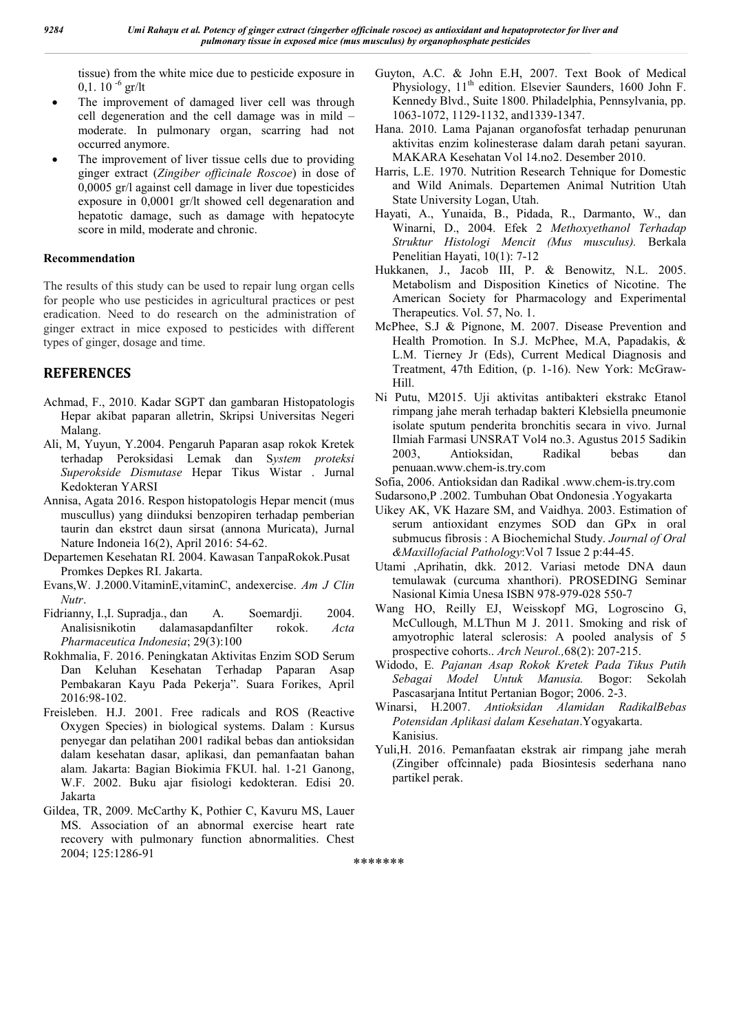tissue) from the white mice due to pesticide exposure in 0,1. $10^{-6}$ gr/lt

- The improvement of damaged liver cell was through cell degeneration and the cell damage was in mild – moderate. In pulmonary organ, scarring had not occurred anymore.
- The improvement of liver tissue cells due to providing ginger extract (*Zingiber officinale Roscoe*) in dose of 0,0005 gr/l against cell damage in liver due topesticides exposure in 0,0001 gr/lt showed cell degenaration and hepatotic damage, such as damage with hepatocyte score in mild, moderate and chronic.

**Recommendation**

The results of this study can be used to repair lung organ cells for people who use pesticides in agricultural practices or pest eradication. Need to do research on the administration of ginger extract in mice exposed to pesticides with different types of ginger, dosage and time.

## REFERENCES

Achmad, F., 2010. Kadar SGPT dan gambaran Histopatologis Hepar akibat paparan alletrin, Skripsi Universitas Negeri Malang.

Ali, M, Yuyun, Y.2004. Pengaruh Paparan asap rokok Kretek terhadap Peroksidasi Lemak dan S*ystem proteksi Superokside Dismutase* Hepar Tikus Wistar . Jurnal Kedokteran YARSI

Annisa, Agata 2016. Respon histopatologis Hepar mencit (mus muscullus) yang diinduksi benzopiren terhadap pemberian taurin dan ekstrct daun sirsat (annona Muricata), Jurnal Nature Indoneia 16(2), April 2016: 54-62.

Departemen Kesehatan RI. 2004. Kawasan TanpaRokok.Pusat Promkes Depkes RI. Jakarta.

Evans,W. J.2000.VitaminE,vitaminC, andexercise. *Am J Clin Nutr*.

Fidrianny, I.,I. Supradja., dan A. Soemardji. 2004. Analisisnikotin dalamasapdanfilter rokok. *Acta Pharmaceutica Indonesia*; 29(3):100

Rokhmalia, F. 2016. Peningkatan Aktivitas Enzim SOD Serum Dan Keluhan Kesehatan Terhadap Paparan Asap Pembakaran Kayu Pada Pekerja". Suara Forikes, April 2016:98-102.

Freisleben. H.J. 2001. Free radicals and ROS (Reactive Oxygen Species) in biological systems. Dalam : Kursus penyegar dan pelatihan 2001 radikal bebas dan antioksidan dalam kesehatan dasar, aplikasi, dan pemanfaatan bahan alam. Jakarta: Bagian Biokimia FKUI. hal. 1-21 Ganong, W.F. 2002. Buku ajar fisiologi kedokteran. Edisi 20. Jakarta

Gildea, TR, 2009. McCarthy K, Pothier C, Kavuru MS, Lauer MS. Association of an abnormal exercise heart rate recovery with pulmonary function abnormalities. Chest 2004; 125:1286-91

Guyton, A.C. & John E.H, 2007. Text Book of Medical Physiology, 11[th] edition. Elsevier Saunders, 1600 John F. Kennedy Blvd., Suite 1800. Philadelphia, Pennsylvania, pp. 1063-1072, 1129-1132, and1339-1347.

Hana. 2010. Lama Pajanan organofosfat terhadap penurunan aktivitas enzim kolinesterase dalam darah petani sayuran. MAKARA Kesehatan Vol 14.no2. Desember 2010.

Harris, L.E. 1970. Nutrition Research Tehnique for Domestic and Wild Animals. Departemen Animal Nutrition Utah State University Logan, Utah.

Hayati, A., Yunaida, B., Pidada, R., Darmanto, W., dan Winarni, D., 2004. Efek 2 *Methoxyethanol Terhadap Struktur Histologi Mencit (Mus musculus).* Berkala Penelitian Hayati, 10(1): 7-12

Hukkanen, J., Jacob III, P. & Benowitz, N.L. 2005. Metabolism and Disposition Kinetics of Nicotine. The American Society for Pharmacology and Experimental Therapeutics. Vol. 57, No. 1.

McPhee, S.J & Pignone, M. 2007. Disease Prevention and Health Promotion. In S.J. McPhee, M.A, Papadakis, & L.M. Tierney Jr (Eds), Current Medical Diagnosis and Treatment, 47th Edition, (p. 1-16). New York: McGraw-Hill.

Ni Putu, M2015. Uji aktivitas antibakteri ekstrakc Etanol rimpang jahe merah terhadap bakteri Klebsiella pneumonie isolate sputum penderita bronchitis secara in vivo. Jurnal Ilmiah Farmasi UNSRAT Vol4 no.3. Agustus 2015 Sadikin 2003, Antioksidan, Radikal bebas dan penuaan.www.chem-is.try.com

Sofia, 2006. Antioksidan dan Radikal .www.chem-is.try.com

Sudarsono,P .2002. Tumbuhan Obat Ondonesia .Yogyakarta

Uikey AK, VK Hazare SM, and Vaidhya. 2003. Estimation of serum antioxidant enzymes SOD dan GPx in oral submucus fibrosis : A Biochemichal Study. *Journal of Oral &Maxillofacial Pathology*:Vol 7 Issue 2 p:44-45.

Utami ,Aprihatin, dkk. 2012. Variasi metode DNA daun temulawak (curcuma xhanthori). PROSEDING Seminar Nasional Kimia Unesa ISBN 978-979-028 550-7

Wang HO, Reilly EJ, Weisskopf MG, Logroscino G, McCullough, M.LThun M J. 2011. Smoking and risk of amyotrophic lateral sclerosis: A pooled analysis of 5 prospective cohorts.. *Arch Neurol.,*68(2): 207-215.

Widodo, E. *Pajanan Asap Rokok Kretek Pada Tikus Putih Sebagai Model Untuk Manusia.* Bogor: Sekolah Pascasarjana Intitut Pertanian Bogor; 2006. 2-3.

Winarsi, H.2007. *Antioksidan Alamidan RadikalBebas Potensidan Aplikasi dalam Kesehatan*.Yogyakarta. Kanisius.

Yuli,H. 2016. Pemanfaatan ekstrak air rimpang jahe merah (Zingiber offcinnale) pada Biosintesis sederhana nano partikel perak.

\*\*\*\*\*\*\*